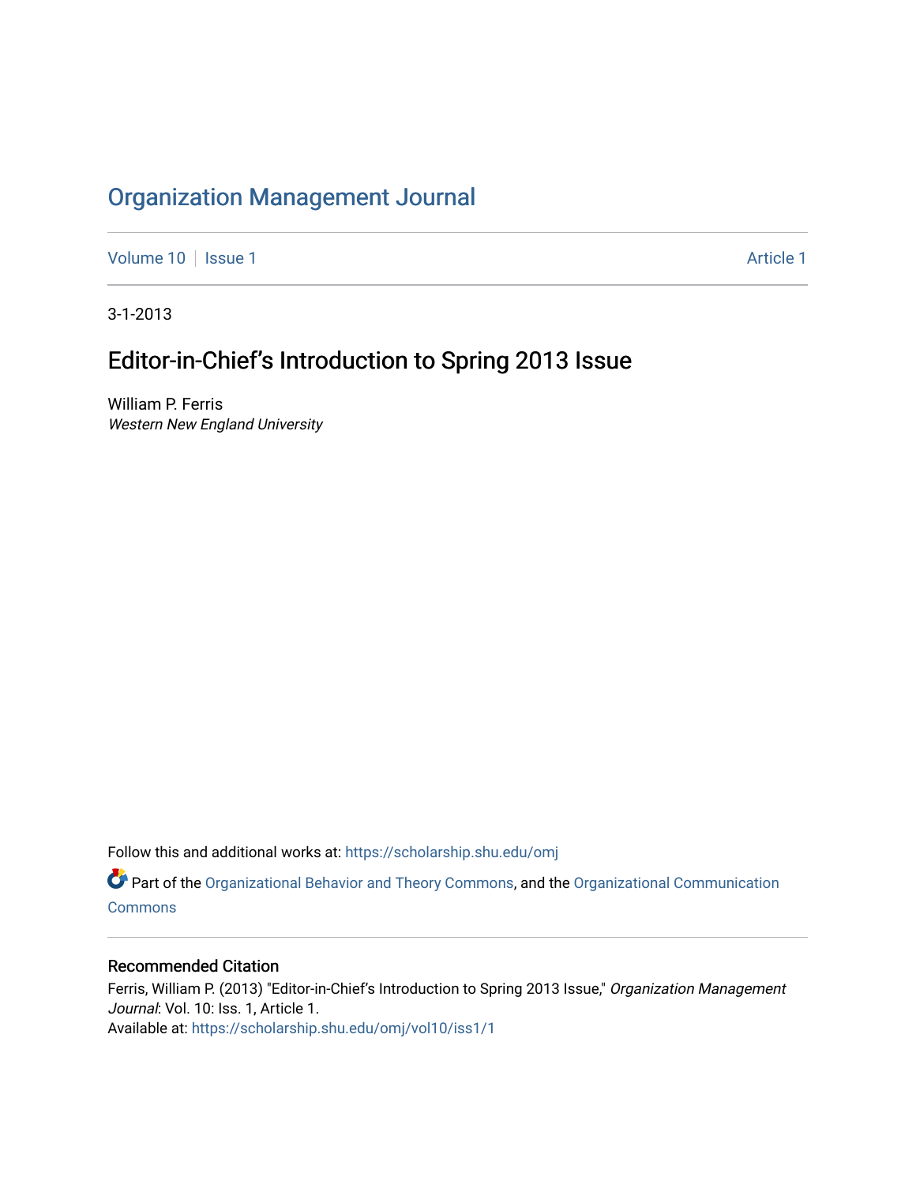# Organization Management Journal

Volume 10 | Issue 1 | Article 1

3-1-2013

## Editor-in-Chief's Introduction to Spring 2013 Issue

William P. Ferris
*Western New England University*

Follow this and additional works at: https://scholarship.shu.edu/omj

Part of the Organizational Behavior and Theory Commons, and the Organizational Communication Commons

### Recommended Citation

Ferris, William P. (2013) "Editor-in-Chief's Introduction to Spring 2013 Issue," *Organization Management Journal*: Vol. 10: Iss. 1, Article 1.
Available at: https://scholarship.shu.edu/omj/vol10/iss1/1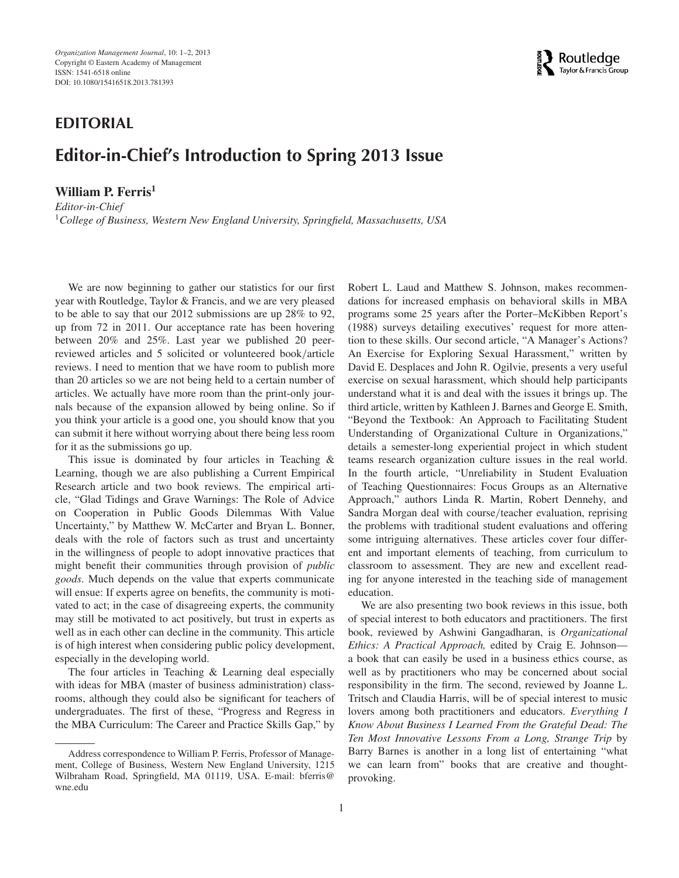# EDITORIAL

## Editor-in-Chief's Introduction to Spring 2013 Issue

**William P. Ferris**[1]

*Editor-in-Chief*

[1]*College of Business, Western New England University, Springfield, Massachusetts, USA*

We are now beginning to gather our statistics for our first year with Routledge, Taylor & Francis, and we are very pleased to be able to say that our 2012 submissions are up 28% to 92, up from 72 in 2011. Our acceptance rate has been hovering between 20% and 25%. Last year we published 20 peer-reviewed articles and 5 solicited or volunteered book/article reviews. I need to mention that we have room to publish more than 20 articles so we are not being held to a certain number of articles. We actually have more room than the print-only journals because of the expansion allowed by being online. So if you think your article is a good one, you should know that you can submit it here without worrying about there being less room for it as the submissions go up.

This issue is dominated by four articles in Teaching & Learning, though we are also publishing a Current Empirical Research article and two book reviews. The empirical article, "Glad Tidings and Grave Warnings: The Role of Advice on Cooperation in Public Goods Dilemmas With Value Uncertainty," by Matthew W. McCarter and Bryan L. Bonner, deals with the role of factors such as trust and uncertainty in the willingness of people to adopt innovative practices that might benefit their communities through provision of *public goods*. Much depends on the value that experts communicate will ensue: If experts agree on benefits, the community is motivated to act; in the case of disagreeing experts, the community may still be motivated to act positively, but trust in experts as well as in each other can decline in the community. This article is of high interest when considering public policy development, especially in the developing world.

The four articles in Teaching & Learning deal especially with ideas for MBA (master of business administration) classrooms, although they could also be significant for teachers of undergraduates. The first of these, "Progress and Regress in the MBA Curriculum: The Career and Practice Skills Gap," by Robert L. Laud and Matthew S. Johnson, makes recommendations for increased emphasis on behavioral skills in MBA programs some 25 years after the Porter–McKibben Report's (1988) surveys detailing executives' request for more attention to these skills. Our second article, "A Manager's Actions? An Exercise for Exploring Sexual Harassment," written by David E. Desplaces and John R. Ogilvie, presents a very useful exercise on sexual harassment, which should help participants understand what it is and deal with the issues it brings up. The third article, written by Kathleen J. Barnes and George E. Smith, "Beyond the Textbook: An Approach to Facilitating Student Understanding of Organizational Culture in Organizations," details a semester-long experiential project in which student teams research organization culture issues in the real world. In the fourth article, "Unreliability in Student Evaluation of Teaching Questionnaires: Focus Groups as an Alternative Approach," authors Linda R. Martin, Robert Dennehy, and Sandra Morgan deal with course/teacher evaluation, reprising the problems with traditional student evaluations and offering some intriguing alternatives. These articles cover four different and important elements of teaching, from curriculum to classroom to assessment. They are new and excellent reading for anyone interested in the teaching side of management education.

We are also presenting two book reviews in this issue, both of special interest to both educators and practitioners. The first book, reviewed by Ashwini Gangadharan, is *Organizational Ethics: A Practical Approach,* edited by Craig E. Johnson—a book that can easily be used in a business ethics course, as well as by practitioners who may be concerned about social responsibility in the firm. The second, reviewed by Joanne L. Tritsch and Claudia Harris, will be of special interest to music lovers among both practitioners and educators. *Everything I Know About Business I Learned From the Grateful Dead: The Ten Most Innovative Lessons From a Long, Strange Trip* by Barry Barnes is another in a long list of entertaining "what we can learn from" books that are creative and thought-provoking.

---

Address correspondence to William P. Ferris, Professor of Management, College of Business, Western New England University, 1215 Wilbraham Road, Springfield, MA 01119, USA. E-mail: bferris@wne.edu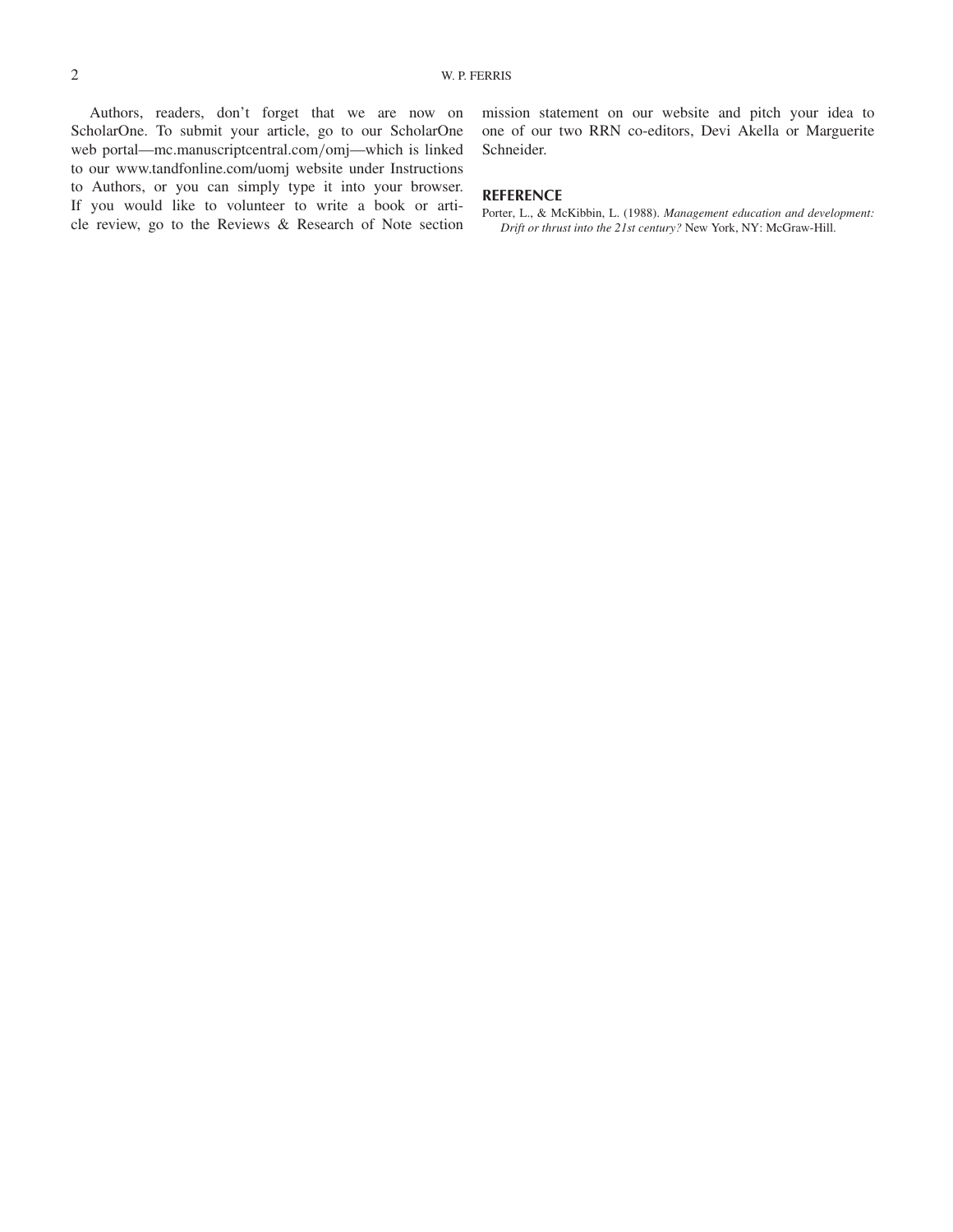Authors, readers, don't forget that we are now on ScholarOne. To submit your article, go to our ScholarOne web portal—mc.manuscriptcentral.com/omj—which is linked to our www.tandfonline.com/uomj website under Instructions to Authors, or you can simply type it into your browser. If you would like to volunteer to write a book or article review, go to the Reviews & Research of Note section mission statement on our website and pitch your idea to one of our two RRN co-editors, Devi Akella or Marguerite Schneider.

## REFERENCE

Porter, L., & McKibbin, L. (1988). *Management education and development: Drift or thrust into the 21st century?* New York, NY: McGraw-Hill.